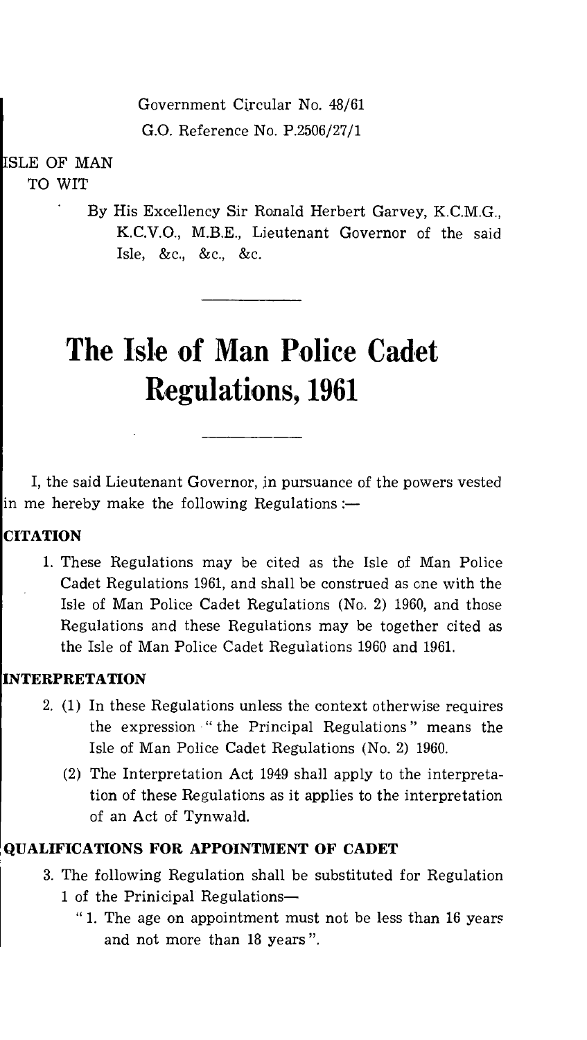Government Circular No. 48/61

G.O. Reference No. P.2506/27/1

ISLE OF MAN
TO WIT

By His Excellency Sir Ronald Herbert Garvey, K.C.M.G., K.C.V.O., M.B.E., Lieutenant Governor of the said Isle, &c., &c., &c.

# The Isle of Man Police Cadet Regulations, 1961

I, the said Lieutenant Governor, in pursuance of the powers vested in me hereby make the following Regulations :—

**CITATION**

1. These Regulations may be cited as the Isle of Man Police Cadet Regulations 1961, and shall be construed as one with the Isle of Man Police Cadet Regulations (No. 2) 1960, and those Regulations and these Regulations may be together cited as the Isle of Man Police Cadet Regulations 1960 and 1961.

**INTERPRETATION**

2. (1) In these Regulations unless the context otherwise requires the expression "the Principal Regulations" means the Isle of Man Police Cadet Regulations (No. 2) 1960.

   (2) The Interpretation Act 1949 shall apply to the interpretation of these Regulations as it applies to the interpretation of an Act of Tynwald.

**QUALIFICATIONS FOR APPOINTMENT OF CADET**

3. The following Regulation shall be substituted for Regulation 1 of the Prinicipal Regulations—

   "1. The age on appointment must not be less than 16 years and not more than 18 years".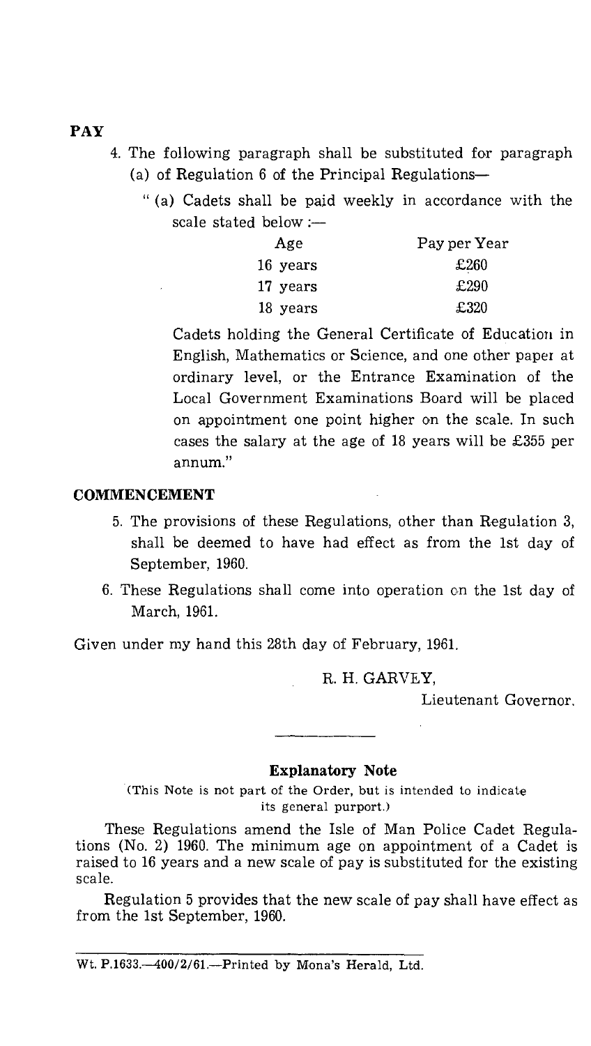**PAY**

4. The following paragraph shall be substituted for paragraph (a) of Regulation 6 of the Principal Regulations—

   "(a) Cadets shall be paid weekly in accordance with the scale stated below :—

| Age | Pay per Year |
|---|---|
| 16 years | £260 |
| 17 years | £290 |
| 18 years | £320 |

   Cadets holding the General Certificate of Education in English, Mathematics or Science, and one other paper at ordinary level, or the Entrance Examination of the Local Government Examinations Board will be placed on appointment one point higher on the scale. In such cases the salary at the age of 18 years will be £355 per annum."

**COMMENCEMENT**

5. The provisions of these Regulations, other than Regulation 3, shall be deemed to have had effect as from the 1st day of September, 1960.

6. These Regulations shall come into operation on the 1st day of March, 1961.

Given under my hand this 28th day of February, 1961.

R. H. GARVEY,

Lieutenant Governor.

---

**Explanatory Note**

(This Note is not part of the Order, but is intended to indicate its general purport.)

These Regulations amend the Isle of Man Police Cadet Regulations (No. 2) 1960. The minimum age on appointment of a Cadet is raised to 16 years and a new scale of pay is substituted for the existing scale.

Regulation 5 provides that the new scale of pay shall have effect as from the 1st September, 1960.

Wt. P.1633.—400/2/61.—Printed by Mona's Herald, Ltd.